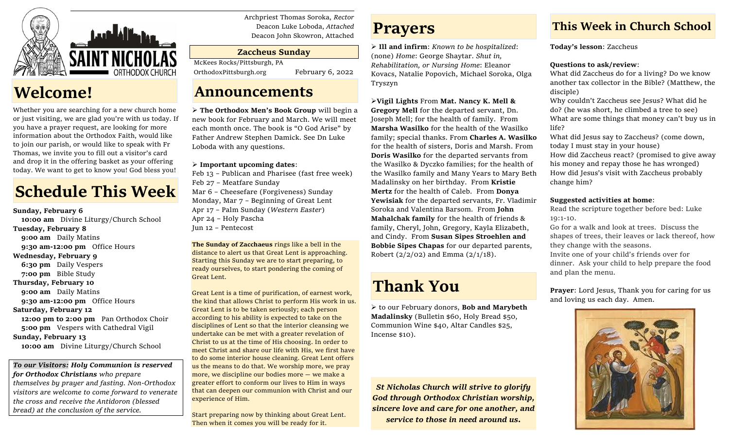SAINT NICHOLAS ORTHODOX CHURCH

Archpriest Thomas Soroka, *Rector*
Deacon Luke Loboda, *Attached*
Deacon John Skowron, Attached

**Zaccheus Sunday**

McKees Rocks/Pittsburgh, PA
OrthodoxPittsburgh.org February 6, 2022

# Welcome!

Whether you are searching for a new church home or just visiting, we are glad you're with us today. If you have a prayer request, are looking for more information about the Orthodox Faith, would like to join our parish, or would like to speak with Fr Thomas, we invite you to fill out a visitor's card and drop it in the offering basket as your offering today. We want to get to know you! God bless you!

# Schedule This Week

**Sunday, February 6**
**10:00 am** Divine Liturgy/Church School
**Tuesday, February 8**
**9:00 am** Daily Matins
**9:30 am-12:00 pm** Office Hours
**Wednesday, February 9**
**6:30 pm** Daily Vespers
**7:00 pm** Bible Study
**Thursday, February 10**
**9:00 am** Daily Matins
**9:30 am-12:00 pm** Office Hours
**Saturday, February 12**
**12:00 pm to 2:00 pm** Pan Orthodox Choir
**5:00 pm** Vespers with Cathedral Vigil
**Sunday, February 13**
**10:00 am** Divine Liturgy/Church School

***To our Visitors:* *Holy Communion is reserved for Orthodox Christians*** *who prepare themselves by prayer and fasting. Non-Orthodox visitors are welcome to come forward to venerate the cross and receive the Antidoron (blessed bread) at the conclusion of the service.*

# Announcements

- **The Orthodox Men's Book Group** will begin a new book for February and March. We will meet each month once. The book is "O God Arise" by Father Andrew Stephen Damick. See Dn Luke Loboda with any questions.

- **Important upcoming dates**:

Feb 13 – Publican and Pharisee (fast free week)
Feb 27 – Meatfare Sunday
Mar 6 – Cheesefare (Forgiveness) Sunday
Monday, Mar 7 – Beginning of Great Lent
Apr 17 – Palm Sunday (*Western Easter*)
Apr 24 – Holy Pascha
Jun 12 – Pentecost

**The Sunday of Zacchaeus** rings like a bell in the distance to alert us that Great Lent is approaching. Starting this Sunday we are to start preparing, to ready ourselves, to start pondering the coming of Great Lent.

Great Lent is a time of purification, of earnest work, the kind that allows Christ to perform His work in us. Great Lent is to be taken seriously; each person according to his ability is expected to take on the disciplines of Lent so that the interior cleansing we undertake can be met with a greater revelation of Christ to us at the time of His choosing. In order to meet Christ and share our life with His, we first have to do some interior house cleaning. Great Lent offers us the means to do that. We worship more, we pray more, we discipline our bodies more — we make a greater effort to conform our lives to Him in ways that can deepen our communion with Christ and our experience of Him.

Start preparing now by thinking about Great Lent. Then when it comes you will be ready for it.

# Prayers

- **Ill and infirm**: *Known to be hospitalized*: (none) *Home*: George Shaytar. *Shut in, Rehabilitation, or Nursing Home*: Eleanor Kovacs, Natalie Popovich, Michael Soroka, Olga Tryszyn

- **Vigil Lights** From **Mat. Nancy K. Mell & Gregory Mell** for the departed servant, Dn. Joseph Mell; for the health of family. From **Marsha Wasilko** for the health of the Wasilko family; special thanks. From **Charles A. Wasilko** for the health of sisters, Doris and Marsh. From **Doris Wasilko** for the departed servants from the Wasilko & Dyczko families; for the health of the Wasilko family and Many Years to Mary Beth Madalinsky on her birthday. From **Kristie Mertz** for the health of Caleb. From **Donya Yewisiak** for the departed servants, Fr. Vladimir Soroka and Valentina Barsom. From **John Mahalchak family** for the health of friends & family, Cheryl, John, Gregory, Kayla Elizabeth, and Cindy. From **Susan Sipes Stroehlen and Bobbie Sipes Chapas** for our departed parents, Robert (2/2/02) and Emma (2/1/18).

# Thank You

- to our February donors, **Bob and Marybeth Madalinsky** (Bulletin $60, Holy Bread $50, Communion Wine $40, Altar Candles $25, Incense $10).

***St Nicholas Church will strive to glorify God through Orthodox Christian worship, sincere love and care for one another, and service to those in need around us.***

# This Week in Church School

**Today's lesson**: Zaccheus

**Questions to ask/review**:

What did Zaccheus do for a living? Do we know another tax collector in the Bible? (Matthew, the disciple)
Why couldn't Zaccheus see Jesus? What did he do? (he was short, he climbed a tree to see)
What are some things that money can't buy us in life?
What did Jesus say to Zaccheus? (come down, today I must stay in your house)
How did Zaccheus react? (promised to give away his money and repay those he has wronged)
How did Jesus's visit with Zaccheus probably change him?

**Suggested activities at home**:

Read the scripture together before bed: Luke 19:1-10.
Go for a walk and look at trees. Discuss the shapes of trees, their leaves or lack thereof, how they change with the seasons.
Invite one of your child's friends over for dinner. Ask your child to help prepare the food and plan the menu.

**Prayer**: Lord Jesus, Thank you for caring for us and loving us each day. Amen.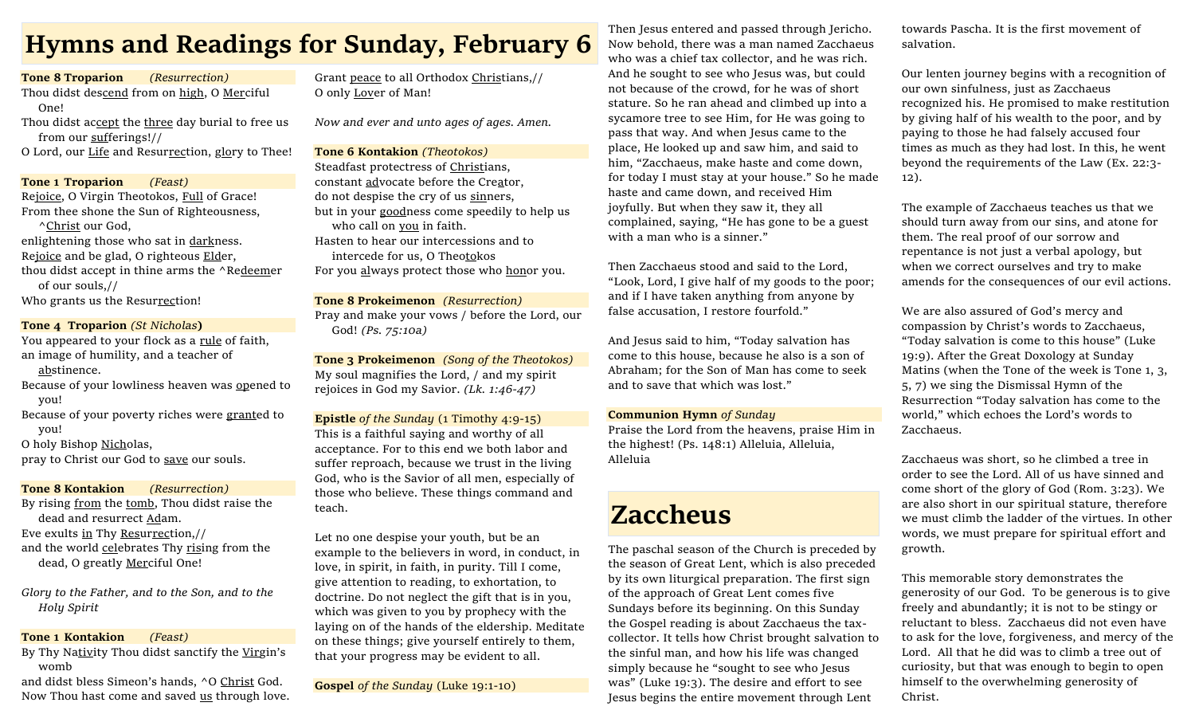# Hymns and Readings for Sunday, February 6

**Tone 8 Troparion** *(Resurrection)*

Thou didst descend from on high, O Merciful One!
Thou didst accept the three day burial to free us from our sufferings!//
O Lord, our Life and Resurrection, glory to Thee!

**Tone 1 Troparion** *(Feast)*

Rejoice, O Virgin Theotokos, Full of Grace!
From thee shone the Sun of Righteousness, ^Christ our God,
enlightening those who sat in darkness.
Rejoice and be glad, O righteous Elder,
thou didst accept in thine arms the ^Redeemer of our souls,//
Who grants us the Resurrection!

**Tone 4 Troparion** *(St Nicholas)*

You appeared to your flock as a rule of faith,
an image of humility, and a teacher of abstinence.
Because of your lowliness heaven was opened to you!
Because of your poverty riches were granted to you!
O holy Bishop Nicholas,
pray to Christ our God to save our souls.

**Tone 8 Kontakion** *(Resurrection)*

By rising from the tomb, Thou didst raise the dead and resurrect Adam.
Eve exults in Thy Resurrection,//
and the world celebrates Thy rising from the dead, O greatly Merciful One!

*Glory to the Father, and to the Son, and to the Holy Spirit*

**Tone 1 Kontakion** *(Feast)*

By Thy Nativity Thou didst sanctify the Virgin's womb
and didst bless Simeon's hands, ^O Christ God.
Now Thou hast come and saved us through love.
Grant peace to all Orthodox Christians,//
O only Lover of Man!

*Now and ever and unto ages of ages. Amen.*

**Tone 6 Kontakion** *(Theotokos)*

Steadfast protectress of Christians,
constant advocate before the Creator,
do not despise the cry of us sinners,
but in your goodness come speedily to help us who call on you in faith.
Hasten to hear our intercessions and to intercede for us, O Theotokos
For you always protect those who honor you.

**Tone 8 Prokeimenon** *(Resurrection)*

Pray and make your vows / before the Lord, our God! *(Ps. 75:10a)*

**Tone 3 Prokeimenon** *(Song of the Theotokos)*

My soul magnifies the Lord, / and my spirit rejoices in God my Savior. *(Lk. 1:46-47)*

**Epistle** *of the Sunday* (1 Timothy 4:9-15)

This is a faithful saying and worthy of all acceptance. For to this end we both labor and suffer reproach, because we trust in the living God, who is the Savior of all men, especially of those who believe. These things command and teach.

Let no one despise your youth, but be an example to the believers in word, in conduct, in love, in spirit, in faith, in purity. Till I come, give attention to reading, to exhortation, to doctrine. Do not neglect the gift that is in you, which was given to you by prophecy with the laying on of the hands of the eldership. Meditate on these things; give yourself entirely to them, that your progress may be evident to all.

**Gospel** *of the Sunday* (Luke 19:1-10)

Then Jesus entered and passed through Jericho. Now behold, there was a man named Zacchaeus who was a chief tax collector, and he was rich. And he sought to see who Jesus was, but could not because of the crowd, for he was of short stature. So he ran ahead and climbed up into a sycamore tree to see Him, for He was going to pass that way. And when Jesus came to the place, He looked up and saw him, and said to him, "Zacchaeus, make haste and come down, for today I must stay at your house." So he made haste and came down, and received Him joyfully. But when they saw it, they all complained, saying, "He has gone to be a guest with a man who is a sinner."

Then Zacchaeus stood and said to the Lord, "Look, Lord, I give half of my goods to the poor; and if I have taken anything from anyone by false accusation, I restore fourfold."

And Jesus said to him, "Today salvation has come to this house, because he also is a son of Abraham; for the Son of Man has come to seek and to save that which was lost."

**Communion Hymn** *of Sunday*

Praise the Lord from the heavens, praise Him in the highest! (Ps. 148:1) Alleluia, Alleluia, Alleluia

# Zaccheus

The paschal season of the Church is preceded by the season of Great Lent, which is also preceded by its own liturgical preparation. The first sign of the approach of Great Lent comes five Sundays before its beginning. On this Sunday the Gospel reading is about Zacchaeus the tax-collector. It tells how Christ brought salvation to the sinful man, and how his life was changed simply because he "sought to see who Jesus was" (Luke 19:3). The desire and effort to see Jesus begins the entire movement through Lent towards Pascha. It is the first movement of salvation.

Our lenten journey begins with a recognition of our own sinfulness, just as Zacchaeus recognized his. He promised to make restitution by giving half of his wealth to the poor, and by paying to those he had falsely accused four times as much as they had lost. In this, he went beyond the requirements of the Law (Ex. 22:3-12).

The example of Zacchaeus teaches us that we should turn away from our sins, and atone for them. The real proof of our sorrow and repentance is not just a verbal apology, but when we correct ourselves and try to make amends for the consequences of our evil actions.

We are also assured of God's mercy and compassion by Christ's words to Zacchaeus, "Today salvation is come to this house" (Luke 19:9). After the Great Doxology at Sunday Matins (when the Tone of the week is Tone 1, 3, 5, 7) we sing the Dismissal Hymn of the Resurrection "Today salvation has come to the world," which echoes the Lord's words to Zacchaeus.

Zacchaeus was short, so he climbed a tree in order to see the Lord. All of us have sinned and come short of the glory of God (Rom. 3:23). We are also short in our spiritual stature, therefore we must climb the ladder of the virtues. In other words, we must prepare for spiritual effort and growth.

This memorable story demonstrates the generosity of our God. To be generous is to give freely and abundantly; it is not to be stingy or reluctant to bless. Zacchaeus did not even have to ask for the love, forgiveness, and mercy of the Lord. All that he did was to climb a tree out of curiosity, but that was enough to begin to open himself to the overwhelming generosity of Christ.